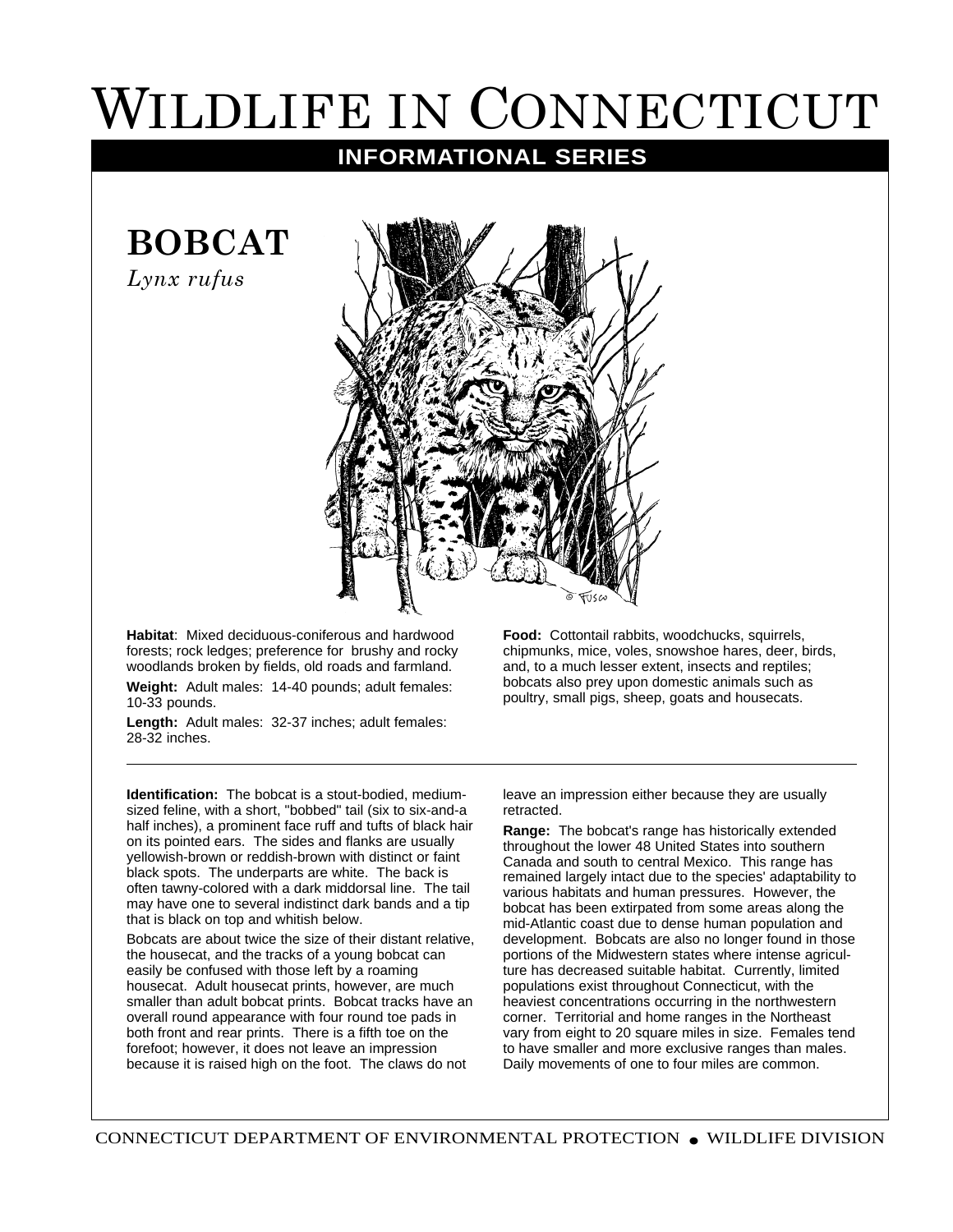# Wildlife in Connecticut

## INFORMATIONAL SERIES

## BOBCAT

*Lynx rufus*

**Habitat**: Mixed deciduous-coniferous and hardwood forests; rock ledges; preference for brushy and rocky woodlands broken by fields, old roads and farmland.

**Weight:** Adult males: 14-40 pounds; adult females: 10-33 pounds.

**Length:** Adult males: 32-37 inches; adult females: 28-32 inches.

**Food:** Cottontail rabbits, woodchucks, squirrels, chipmunks, mice, voles, snowshoe hares, deer, birds, and, to a much lesser extent, insects and reptiles; bobcats also prey upon domestic animals such as poultry, small pigs, sheep, goats and housecats.

---

**Identification:** The bobcat is a stout-bodied, medium-sized feline, with a short, "bobbed" tail (six to six-and-a half inches), a prominent face ruff and tufts of black hair on its pointed ears. The sides and flanks are usually yellowish-brown or reddish-brown with distinct or faint black spots. The underparts are white. The back is often tawny-colored with a dark middorsal line. The tail may have one to several indistinct dark bands and a tip that is black on top and whitish below.

Bobcats are about twice the size of their distant relative, the housecat, and the tracks of a young bobcat can easily be confused with those left by a roaming housecat. Adult housecat prints, however, are much smaller than adult bobcat prints. Bobcat tracks have an overall round appearance with four round toe pads in both front and rear prints. There is a fifth toe on the forefoot; however, it does not leave an impression because it is raised high on the foot. The claws do not leave an impression either because they are usually retracted.

**Range:** The bobcat's range has historically extended throughout the lower 48 United States into southern Canada and south to central Mexico. This range has remained largely intact due to the species' adaptability to various habitats and human pressures. However, the bobcat has been extirpated from some areas along the mid-Atlantic coast due to dense human population and development. Bobcats are also no longer found in those portions of the Midwestern states where intense agriculture has decreased suitable habitat. Currently, limited populations exist throughout Connecticut, with the heaviest concentrations occurring in the northwestern corner. Territorial and home ranges in the Northeast vary from eight to 20 square miles in size. Females tend to have smaller and more exclusive ranges than males. Daily movements of one to four miles are common.

CONNECTICUT DEPARTMENT OF ENVIRONMENTAL PROTECTION ● WILDLIFE DIVISION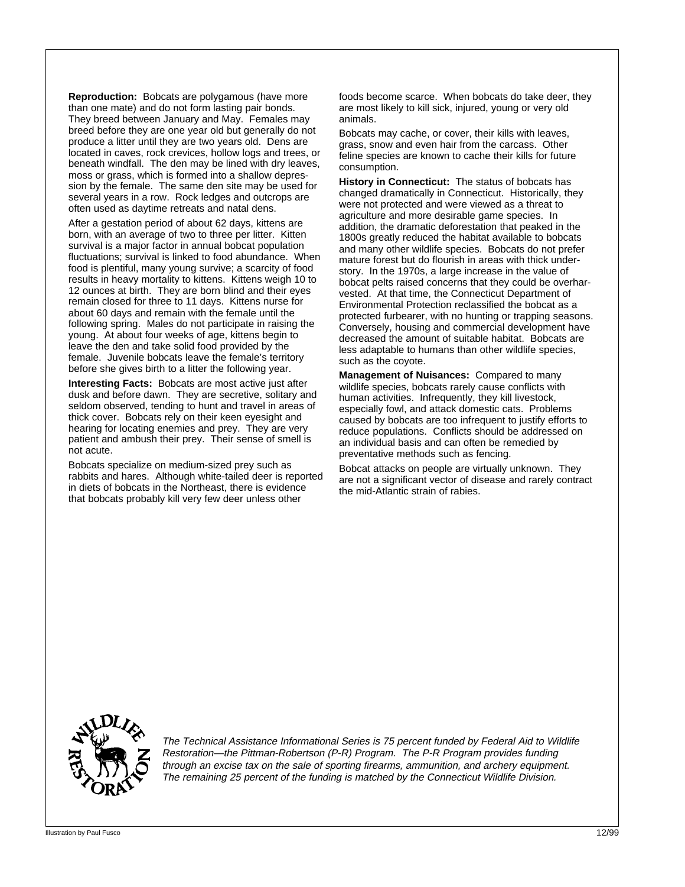**Reproduction:** Bobcats are polygamous (have more than one mate) and do not form lasting pair bonds. They breed between January and May. Females may breed before they are one year old but generally do not produce a litter until they are two years old. Dens are located in caves, rock crevices, hollow logs and trees, or beneath windfall. The den may be lined with dry leaves, moss or grass, which is formed into a shallow depression by the female. The same den site may be used for several years in a row. Rock ledges and outcrops are often used as daytime retreats and natal dens.

After a gestation period of about 62 days, kittens are born, with an average of two to three per litter. Kitten survival is a major factor in annual bobcat population fluctuations; survival is linked to food abundance. When food is plentiful, many young survive; a scarcity of food results in heavy mortality to kittens. Kittens weigh 10 to 12 ounces at birth. They are born blind and their eyes remain closed for three to 11 days. Kittens nurse for about 60 days and remain with the female until the following spring. Males do not participate in raising the young. At about four weeks of age, kittens begin to leave the den and take solid food provided by the female. Juvenile bobcats leave the female's territory before she gives birth to a litter the following year.

**Interesting Facts:** Bobcats are most active just after dusk and before dawn. They are secretive, solitary and seldom observed, tending to hunt and travel in areas of thick cover. Bobcats rely on their keen eyesight and hearing for locating enemies and prey. They are very patient and ambush their prey. Their sense of smell is not acute.

Bobcats specialize on medium-sized prey such as rabbits and hares. Although white-tailed deer is reported in diets of bobcats in the Northeast, there is evidence that bobcats probably kill very few deer unless other foods become scarce. When bobcats do take deer, they are most likely to kill sick, injured, young or very old animals.

Bobcats may cache, or cover, their kills with leaves, grass, snow and even hair from the carcass. Other feline species are known to cache their kills for future consumption.

**History in Connecticut:** The status of bobcats has changed dramatically in Connecticut. Historically, they were not protected and were viewed as a threat to agriculture and more desirable game species. In addition, the dramatic deforestation that peaked in the 1800s greatly reduced the habitat available to bobcats and many other wildlife species. Bobcats do not prefer mature forest but do flourish in areas with thick understory. In the 1970s, a large increase in the value of bobcat pelts raised concerns that they could be overharvested. At that time, the Connecticut Department of Environmental Protection reclassified the bobcat as a protected furbearer, with no hunting or trapping seasons. Conversely, housing and commercial development have decreased the amount of suitable habitat. Bobcats are less adaptable to humans than other wildlife species, such as the coyote.

**Management of Nuisances:** Compared to many wildlife species, bobcats rarely cause conflicts with human activities. Infrequently, they kill livestock, especially fowl, and attack domestic cats. Problems caused by bobcats are too infrequent to justify efforts to reduce populations. Conflicts should be addressed on an individual basis and can often be remedied by preventative methods such as fencing.

Bobcat attacks on people are virtually unknown. They are not a significant vector of disease and rarely contract the mid-Atlantic strain of rabies.

WILDLIFE RESTORATION

*The Technical Assistance Informational Series is 75 percent funded by Federal Aid to Wildlife Restoration—the Pittman-Robertson (P-R) Program. The P-R Program provides funding through an excise tax on the sale of sporting firearms, ammunition, and archery equipment. The remaining 25 percent of the funding is matched by the Connecticut Wildlife Division.*

Illustration by Paul Fusco

12/99